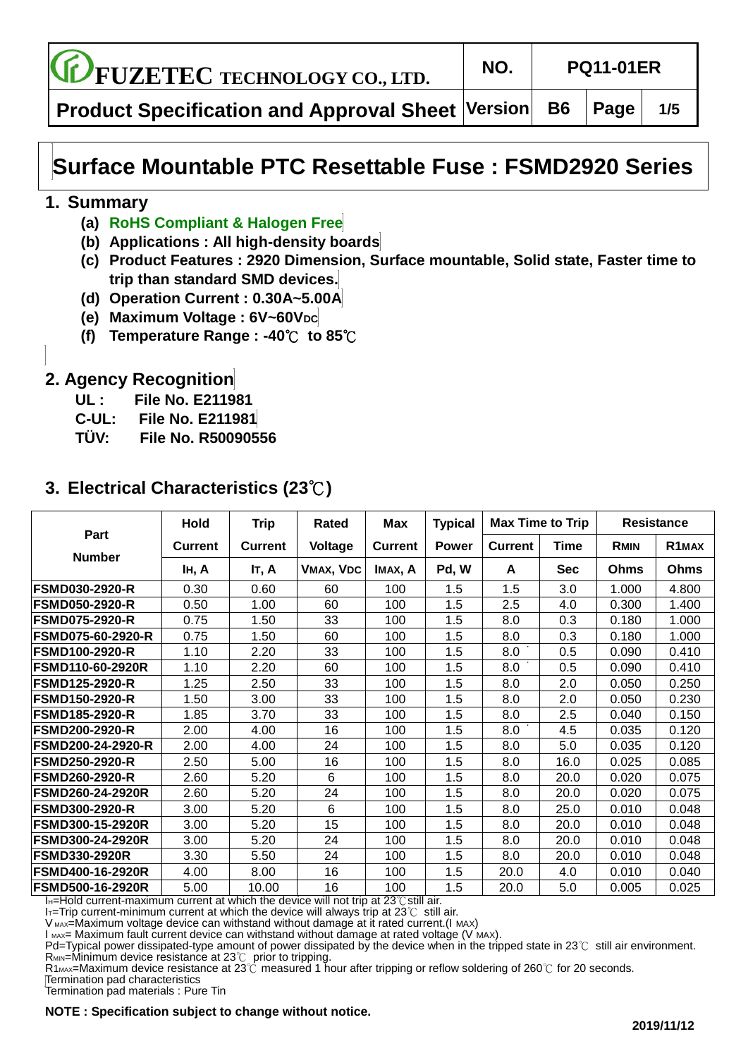# Surface Mountable PTC Resettable Fuse : FSMD2920 Series

## 1. Summary

- **(a) RoHS Compliant & Halogen Free**
- **(b) Applications : All high-density boards**
- **(c) Product Features : 2920 Dimension, Surface mountable, Solid state, Faster time to trip than standard SMD devices.**
- **(d) Operation Current : 0.30A~5.00A**
- **(e) Maximum Voltage : 6V~60V$_{DC}$**
- **(f) Temperature Range : -40℃ to 85℃**

## 2. Agency Recognition

**UL : File No. E211981**
**C-UL: File No. E211981**
**TÜV: File No. R50090556**

## 3. Electrical Characteristics (23℃)

| Part Number | Hold Current | Trip Current | Rated Voltage | Max Current | Typical Power | Max Time to Trip | | Resistance | |
|---|---|---|---|---|---|---|---|---|---|
| | $I_H$, A | $I_T$, A | $V_{MAX}$, $V_{DC}$ | $I_{MAX}$, A | Pd, W | Current A | Time Sec | $R_{MIN}$ Ohms | $R1_{MAX}$ Ohms |
| FSMD030-2920-R | 0.30 | 0.60 | 60 | 100 | 1.5 | 1.5 | 3.0 | 1.000 | 4.800 |
| FSMD050-2920-R | 0.50 | 1.00 | 60 | 100 | 1.5 | 2.5 | 4.0 | 0.300 | 1.400 |
| FSMD075-2920-R | 0.75 | 1.50 | 33 | 100 | 1.5 | 8.0 | 0.3 | 0.180 | 1.000 |
| FSMD075-60-2920-R | 0.75 | 1.50 | 60 | 100 | 1.5 | 8.0 | 0.3 | 0.180 | 1.000 |
| FSMD100-2920-R | 1.10 | 2.20 | 33 | 100 | 1.5 | 8.0 | 0.5 | 0.090 | 0.410 |
| FSMD110-60-2920R | 1.10 | 2.20 | 60 | 100 | 1.5 | 8.0 | 0.5 | 0.090 | 0.410 |
| FSMD125-2920-R | 1.25 | 2.50 | 33 | 100 | 1.5 | 8.0 | 2.0 | 0.050 | 0.250 |
| FSMD150-2920-R | 1.50 | 3.00 | 33 | 100 | 1.5 | 8.0 | 2.0 | 0.050 | 0.230 |
| FSMD185-2920-R | 1.85 | 3.70 | 33 | 100 | 1.5 | 8.0 | 2.5 | 0.040 | 0.150 |
| FSMD200-2920-R | 2.00 | 4.00 | 16 | 100 | 1.5 | 8.0 | 4.5 | 0.035 | 0.120 |
| FSMD200-24-2920-R | 2.00 | 4.00 | 24 | 100 | 1.5 | 8.0 | 5.0 | 0.035 | 0.120 |
| FSMD250-2920-R | 2.50 | 5.00 | 16 | 100 | 1.5 | 8.0 | 16.0 | 0.025 | 0.085 |
| FSMD260-2920-R | 2.60 | 5.20 | 6 | 100 | 1.5 | 8.0 | 20.0 | 0.020 | 0.075 |
| FSMD260-24-2920R | 2.60 | 5.20 | 24 | 100 | 1.5 | 8.0 | 20.0 | 0.020 | 0.075 |
| FSMD300-2920-R | 3.00 | 5.20 | 6 | 100 | 1.5 | 8.0 | 25.0 | 0.010 | 0.048 |
| FSMD300-15-2920R | 3.00 | 5.20 | 15 | 100 | 1.5 | 8.0 | 20.0 | 0.010 | 0.048 |
| FSMD300-24-2920R | 3.00 | 5.20 | 24 | 100 | 1.5 | 8.0 | 20.0 | 0.010 | 0.048 |
| FSMD330-2920R | 3.30 | 5.50 | 24 | 100 | 1.5 | 8.0 | 20.0 | 0.010 | 0.048 |
| FSMD400-16-2920R | 4.00 | 8.00 | 16 | 100 | 1.5 | 20.0 | 4.0 | 0.010 | 0.040 |
| FSMD500-16-2920R | 5.00 | 10.00 | 16 | 100 | 1.5 | 20.0 | 5.0 | 0.005 | 0.025 |

$I_H$=Hold current-maximum current at which the device will not trip at 23℃still air.
$I_T$=Trip current-minimum current at which the device will always trip at 23℃ still air.
$V_{MAX}$=Maximum voltage device can withstand without damage at it rated current.($I_{MAX}$)
$I_{MAX}$= Maximum fault current device can withstand without damage at rated voltage ($V_{MAX}$).
Pd=Typical power dissipated-type amount of power dissipated by the device when in the tripped state in 23℃ still air environment.
$R_{MIN}$=Minimum device resistance at 23℃ prior to tripping.
$R1_{MAX}$=Maximum device resistance at 23℃ measured 1 hour after tripping or reflow soldering of 260℃ for 20 seconds.
Termination pad characteristics
Termination pad materials : Pure Tin

**NOTE : Specification subject to change without notice.**

**2019/11/12**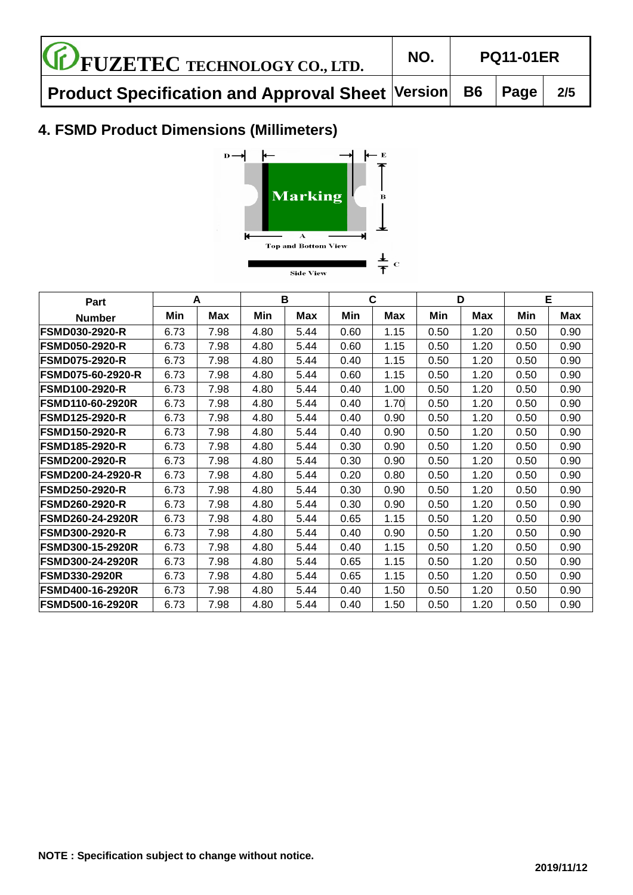## 4. FSMD Product Dimensions (Millimeters)

| Part Number | A | | B | | C | | D | | E | |
|---|---|---|---|---|---|---|---|---|---|---|
| | Min | Max | Min | Max | Min | Max | Min | Max | Min | Max |
| FSMD030-2920-R | 6.73 | 7.98 | 4.80 | 5.44 | 0.60 | 1.15 | 0.50 | 1.20 | 0.50 | 0.90 |
| FSMD050-2920-R | 6.73 | 7.98 | 4.80 | 5.44 | 0.60 | 1.15 | 0.50 | 1.20 | 0.50 | 0.90 |
| FSMD075-2920-R | 6.73 | 7.98 | 4.80 | 5.44 | 0.40 | 1.15 | 0.50 | 1.20 | 0.50 | 0.90 |
| FSMD075-60-2920-R | 6.73 | 7.98 | 4.80 | 5.44 | 0.60 | 1.15 | 0.50 | 1.20 | 0.50 | 0.90 |
| FSMD100-2920-R | 6.73 | 7.98 | 4.80 | 5.44 | 0.40 | 1.00 | 0.50 | 1.20 | 0.50 | 0.90 |
| FSMD110-60-2920R | 6.73 | 7.98 | 4.80 | 5.44 | 0.40 | 1.70 | 0.50 | 1.20 | 0.50 | 0.90 |
| FSMD125-2920-R | 6.73 | 7.98 | 4.80 | 5.44 | 0.40 | 0.90 | 0.50 | 1.20 | 0.50 | 0.90 |
| FSMD150-2920-R | 6.73 | 7.98 | 4.80 | 5.44 | 0.40 | 0.90 | 0.50 | 1.20 | 0.50 | 0.90 |
| FSMD185-2920-R | 6.73 | 7.98 | 4.80 | 5.44 | 0.30 | 0.90 | 0.50 | 1.20 | 0.50 | 0.90 |
| FSMD200-2920-R | 6.73 | 7.98 | 4.80 | 5.44 | 0.30 | 0.90 | 0.50 | 1.20 | 0.50 | 0.90 |
| FSMD200-24-2920-R | 6.73 | 7.98 | 4.80 | 5.44 | 0.20 | 0.80 | 0.50 | 1.20 | 0.50 | 0.90 |
| FSMD250-2920-R | 6.73 | 7.98 | 4.80 | 5.44 | 0.30 | 0.90 | 0.50 | 1.20 | 0.50 | 0.90 |
| FSMD260-2920-R | 6.73 | 7.98 | 4.80 | 5.44 | 0.30 | 0.90 | 0.50 | 1.20 | 0.50 | 0.90 |
| FSMD260-24-2920R | 6.73 | 7.98 | 4.80 | 5.44 | 0.65 | 1.15 | 0.50 | 1.20 | 0.50 | 0.90 |
| FSMD300-2920-R | 6.73 | 7.98 | 4.80 | 5.44 | 0.40 | 0.90 | 0.50 | 1.20 | 0.50 | 0.90 |
| FSMD300-15-2920R | 6.73 | 7.98 | 4.80 | 5.44 | 0.40 | 1.15 | 0.50 | 1.20 | 0.50 | 0.90 |
| FSMD300-24-2920R | 6.73 | 7.98 | 4.80 | 5.44 | 0.65 | 1.15 | 0.50 | 1.20 | 0.50 | 0.90 |
| FSMD330-2920R | 6.73 | 7.98 | 4.80 | 5.44 | 0.65 | 1.15 | 0.50 | 1.20 | 0.50 | 0.90 |
| FSMD400-16-2920R | 6.73 | 7.98 | 4.80 | 5.44 | 0.40 | 1.50 | 0.50 | 1.20 | 0.50 | 0.90 |
| FSMD500-16-2920R | 6.73 | 7.98 | 4.80 | 5.44 | 0.40 | 1.50 | 0.50 | 1.20 | 0.50 | 0.90 |

**NOTE : Specification subject to change without notice.**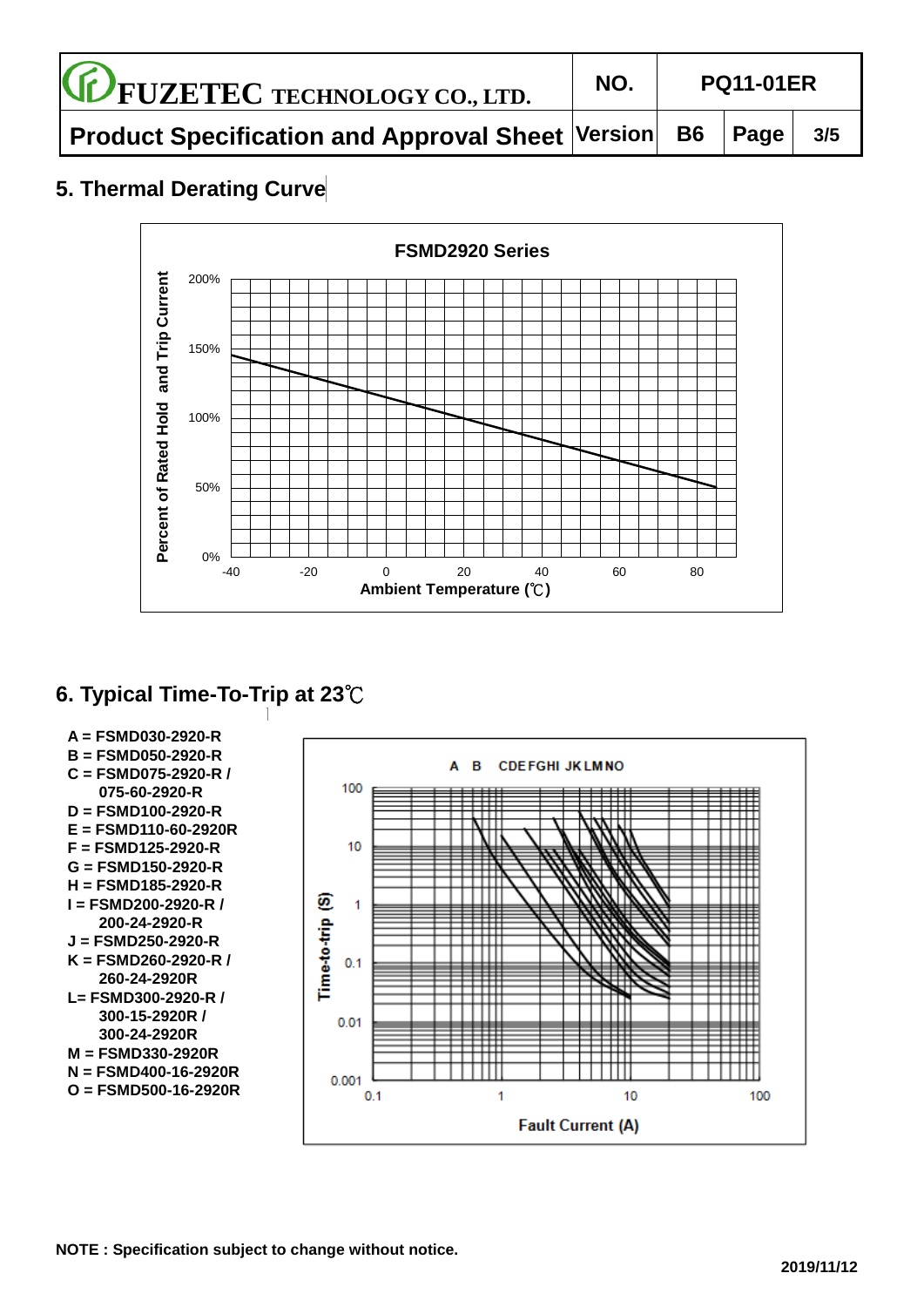## 5. Thermal Derating Curve

**FSMD2920 Series**

Percent of Rated Hold and Trip Current

Ambient Temperature (℃)

## 6. Typical Time-To-Trip at 23℃

A = FSMD030-2920-R
B = FSMD050-2920-R
C = FSMD075-2920-R /
 075-60-2920-R
D = FSMD100-2920-R
E = FSMD110-60-2920R
F = FSMD125-2920-R
G = FSMD150-2920-R
H = FSMD185-2920-R
I = FSMD200-2920-R /
 200-24-2920-R
J = FSMD250-2920-R
K = FSMD260-2920-R /
 260-24-2920R
L= FSMD300-2920-R /
 300-15-2920R /
 300-24-2920R
M = FSMD330-2920R
N = FSMD400-16-2920R
O = FSMD500-16-2920R

Time-to-trip (S)

Fault Current (A)

**NOTE : Specification subject to change without notice.**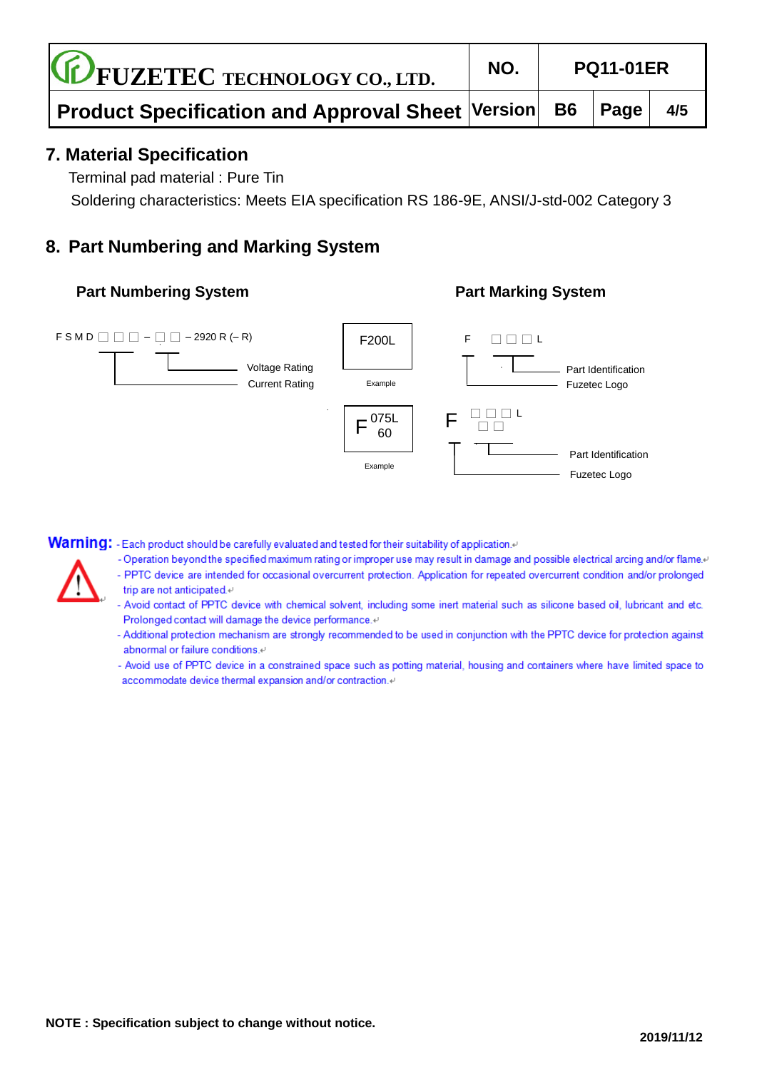## 7. Material Specification

Terminal pad material : Pure Tin

Soldering characteristics: Meets EIA specification RS 186-9E, ANSI/J-std-002 Category 3

## 8. Part Numbering and Marking System

### Part Numbering System

F S M D □ □ □ – □ □ – 2920 R (– R)

- Voltage Rating
- Current Rating

### Part Marking System

F200L

Example

F □ □ □ L

- Part Identification
- Fuzetec Logo

F 075L 60

Example

F □ □ □ L □ □

- Part Identification
- Fuzetec Logo

**Warning:**

- Each product should be carefully evaluated and tested for their suitability of application.
- Operation beyond the specified maximum rating or improper use may result in damage and possible electrical arcing and/or flame.
- PPTC device are intended for occasional overcurrent protection. Application for repeated overcurrent condition and/or prolonged trip are not anticipated.
- Avoid contact of PPTC device with chemical solvent, including some inert material such as silicone based oil, lubricant and etc. Prolonged contact will damage the device performance.
- Additional protection mechanism are strongly recommended to be used in conjunction with the PPTC device for protection against abnormal or failure conditions.
- Avoid use of PPTC device in a constrained space such as potting material, housing and containers where have limited space to accommodate device thermal expansion and/or contraction.

**NOTE : Specification subject to change without notice.**

**2019/11/12**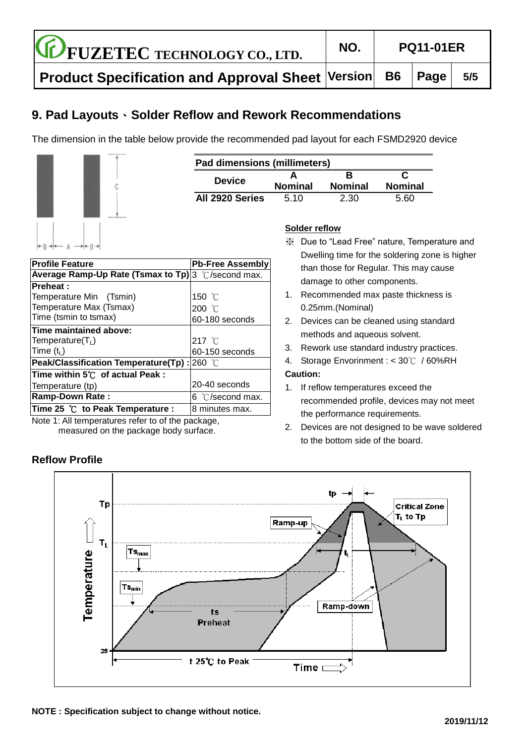## 9. Pad Layouts、Solder Reflow and Rework Recommendations

The dimension in the table below provide the recommended pad layout for each FSMD2920 device

C

B A B

| Pad dimensions (millimeters) | | | |
|---|---|---|---|
| Device | A Nominal | B Nominal | C Nominal |
| All 2920 Series | 5.10 | 2.30 | 5.60 |

| Profile Feature | Pb-Free Assembly |
|---|---|
| Average Ramp-Up Rate (Tsmax to Tp) | 3 ℃/second max. |
| **Preheat :**<br>Temperature Min (Tsmin)<br>Temperature Max (Tsmax)<br>Time (tsmin to tsmax) | <br>150 ℃<br>200 ℃<br>60-180 seconds |
| **Time maintained above:**<br>Temperature($T_L$)<br>Time ($t_L$) | <br>217 ℃<br>60-150 seconds |
| Peak/Classification Temperature(Tp) : | 260 ℃ |
| **Time within 5℃ of actual Peak :**<br>Temperature (tp) | <br>20-40 seconds |
| Ramp-Down Rate : | 6 ℃/second max. |
| Time 25 ℃ to Peak Temperature : | 8 minutes max. |

Note 1: All temperatures refer to of the package, measured on the package body surface.

**Solder reflow**

※ Due to "Lead Free" nature, Temperature and Dwelling time for the soldering zone is higher than those for Regular. This may cause damage to other components.

1. Recommended max paste thickness is 0.25mm.(Nominal)
2. Devices can be cleaned using standard methods and aqueous solvent.
3. Rework use standard industry practices.
4. Storage Envorinment : < 30℃ / 60%RH

**Caution:**

1. If reflow temperatures exceed the recommended profile, devices may not meet the performance requirements.
2. Devices are not designed to be wave soldered to the bottom side of the board.

### Reflow Profile

Tp
$T_L$
$Ts_{max}$
$Ts_{min}$
25
Temperature
tp
Critical Zone
$T_L$ to Tp
Ramp-up
$t_L$
ts
Preheat
Ramp-down
t 25℃ to Peak
Time

**NOTE : Specification subject to change without notice.**

2019/11/12